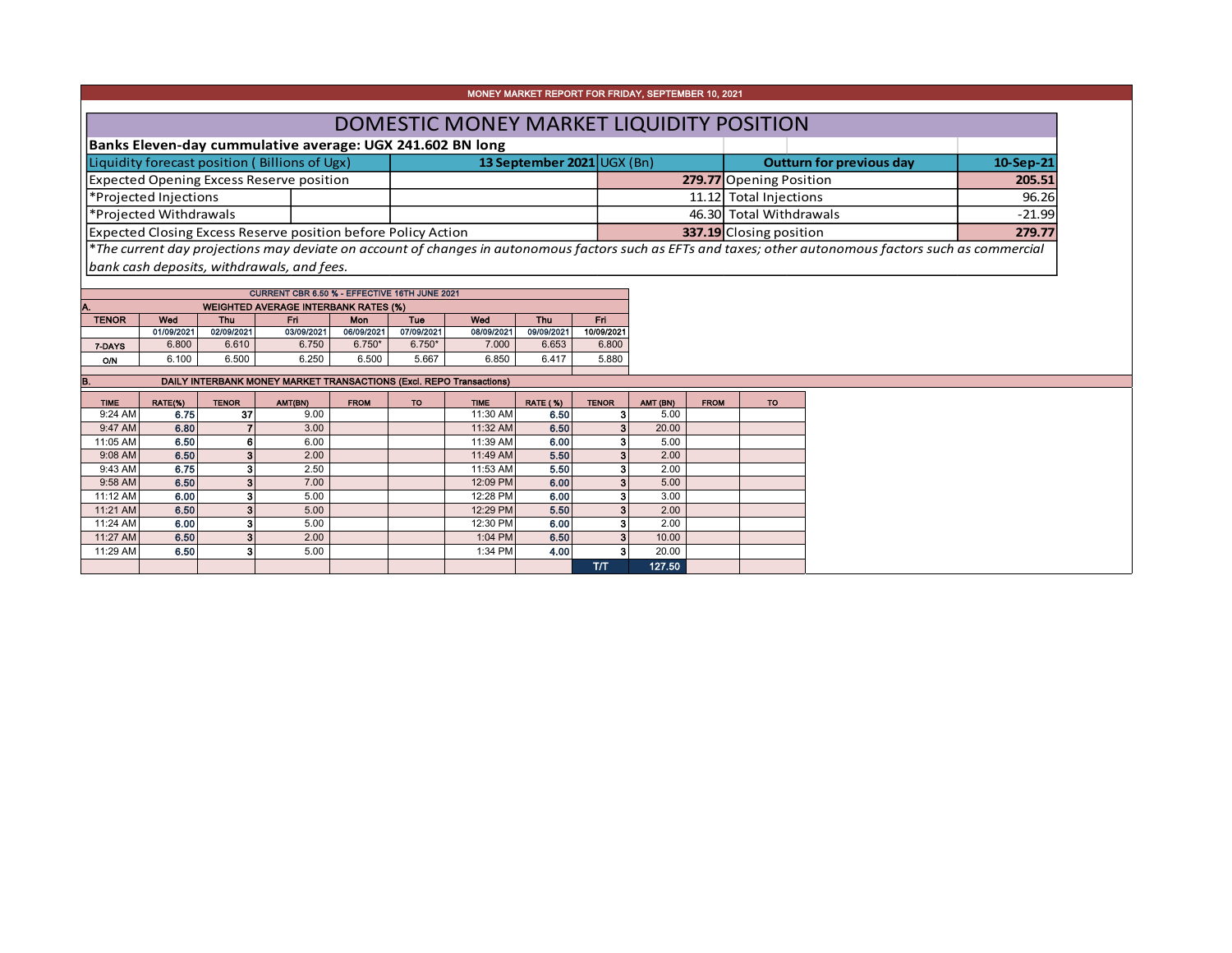MONEY MARKET REPORT FOR FRIDAY, SEPTEMBER 10, 2021

# DOMESTIC MONEY MARKET LIQUIDITY POSITION

**Banks Eleven-day cummulative average: UGX 241.602 BN long**

| Liquidity forecast position ( Billions of Ugx) | 13 September 2021 UGX (Bn) | Outturn for previous day | 10-Sep-21 |
|---|---|---|---|
| Expected Opening Excess Reserve position | 279.77 | Opening Position | 205.51 |
| *Projected Injections | 11.12 | Total Injections | 96.26 |
| *Projected Withdrawals | 46.30 | Total Withdrawals | -21.99 |
| Expected Closing Excess Reserve position before Policy Action | 337.19 | Closing position | 279.77 |

*The current day projections may deviate on account of changes in autonomous factors such as EFTs and taxes; other autonomous factors such as commercial bank cash deposits, withdrawals, and fees.*

CURRENT CBR 6.50 % - EFFECTIVE 16TH JUNE 2021

**A. WEIGHTED AVERAGE INTERBANK RATES (%)**

| TENOR | Wed | Thu | Fri | Mon | Tue | Wed | Thu | Fri |
|---|---|---|---|---|---|---|---|---|
| | 01/09/2021 | 02/09/2021 | 03/09/2021 | 06/09/2021 | 07/09/2021 | 08/09/2021 | 09/09/2021 | 10/09/2021 |
| 7-DAYS | 6.800 | 6.610 | 6.750 | 6.750* | 6.750* | 7.000 | 6.653 | 6.800 |
| O/N | 6.100 | 6.500 | 6.250 | 6.500 | 5.667 | 6.850 | 6.417 | 5.880 |

**B. DAILY INTERBANK MONEY MARKET TRANSACTIONS (Excl. REPO Transactions)**

| TIME | RATE(%) | TENOR | AMT(BN) | FROM | TO | TIME | RATE ( %) | TENOR | AMT (BN) | FROM | TO |
|---|---|---|---|---|---|---|---|---|---|---|---|
| 9:24 AM | 6.75 | 37 | 9.00 | | | 11:30 AM | 6.50 | 3 | 5.00 | | |
| 9:47 AM | 6.80 | 7 | 3.00 | | | 11:32 AM | 6.50 | 3 | 20.00 | | |
| 11:05 AM | 6.50 | 6 | 6.00 | | | 11:39 AM | 6.00 | 3 | 5.00 | | |
| 9:08 AM | 6.50 | 3 | 2.00 | | | 11:49 AM | 5.50 | 3 | 2.00 | | |
| 9:43 AM | 6.75 | 3 | 2.50 | | | 11:53 AM | 5.50 | 3 | 2.00 | | |
| 9:58 AM | 6.50 | 3 | 7.00 | | | 12:09 PM | 6.00 | 3 | 5.00 | | |
| 11:12 AM | 6.00 | 3 | 5.00 | | | 12:28 PM | 6.00 | 3 | 3.00 | | |
| 11:21 AM | 6.50 | 3 | 5.00 | | | 12:29 PM | 5.50 | 3 | 2.00 | | |
| 11:24 AM | 6.00 | 3 | 5.00 | | | 12:30 PM | 6.00 | 3 | 2.00 | | |
| 11:27 AM | 6.50 | 3 | 2.00 | | | 1:04 PM | 6.50 | 3 | 10.00 | | |
| 11:29 AM | 6.50 | 3 | 5.00 | | | 1:34 PM | 4.00 | 3 | 20.00 | | |
| | | | | | | | | T/T | 127.50 | | |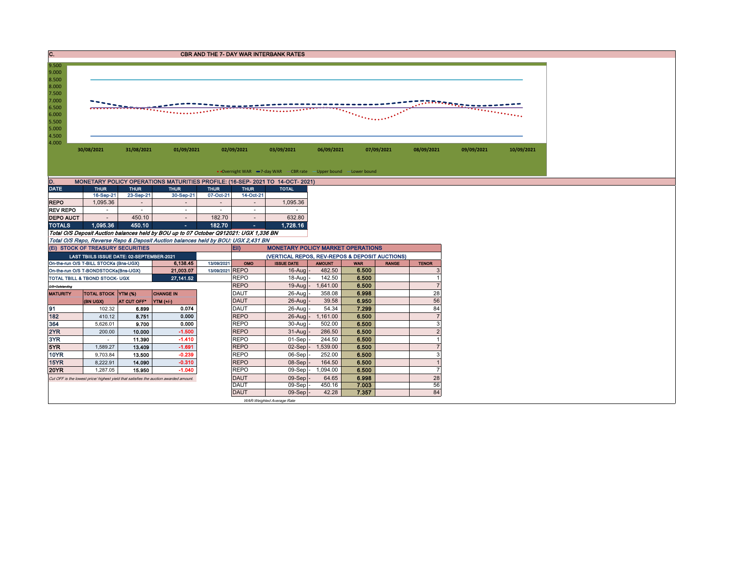## C. CBR AND THE 7- DAY WAR INTERBANK RATES

9.500
9.000
8.500
8.000
7.500
7.000
6.500
6.000
5.500
5.000
4.500
4.000

30/08/2021 31/08/2021 01/09/2021 02/09/2021 03/09/2021 06/09/2021 07/09/2021 08/09/2021 09/09/2021 10/09/2021

Overnight WAR, 7-day WAR, CBR rate, Upper bound, Lower bound

## D. MONETARY POLICY OPERATIONS MATURITIES PROFILE: (16-SEP- 2021 TO 14-OCT- 2021)

| DATE | THUR | THUR | THUR | THUR | THUR | TOTAL |
|---|---|---|---|---|---|---|
| | 16-Sep-21 | 23-Sep-21 | 30-Sep-21 | 07-Oct-21 | 14-Oct-21 | |
| REPO | 1,095.36 | - | - | - | - | 1,095.36 |
| REV REPO | - | - | - | - | - | - |
| DEPO AUCT | - | 450.10 | - | 182.70 | - | 632.80 |
| TOTALS | 1,095.36 | 450.10 | - | 182.70 | - | 1,728.16 |

*Total O/S Deposit Auction balances held by BOU up to 07 October Q912021: UGX 1,336 BN*

*Total O/S Repo, Reverse Repo & Deposit Auction balances held by BOU: UGX 2,431 BN*

### (Ei) STOCK OF TREASURY SECURITIES

| LAST TBIILS ISSUE DATE: 02-SEPTEMBER-2021 | | | |
|---|---|---|---|
| On-the-run O/S T-BILL STOCKs (Bns-UGX) | | 6,138.45 | 13/09/2021 |
| On-the-run O/S T-BONDSTOCKs(Bns-UGX) | | 21,003.07 | 13/09/2021 |
| TOTAL TBILL & TBOND STOCK- UGX | | 27,141.52 | |

O/S=Outstanding

| MATURITY | TOTAL STOCK (BN UGX) | YTM (%) AT CUT OFF* | CHANGE IN YTM (+/-) |
|---|---|---|---|
| 91 | 102.32 | 6.899 | 0.074 |
| 182 | 410.12 | 8.751 | 0.000 |
| 364 | 5,626.01 | 9.700 | 0.000 |
| 2YR | 200.00 | 10.000 | -1.500 |
| 3YR | - | 11.390 | -1.410 |
| 5YR | 1,589.27 | 13.409 | -1.691 |
| 10YR | 9,703.84 | 13.500 | -0.239 |
| 15YR | 8,222.91 | 14.090 | -0.310 |
| 20YR | 1,287.05 | 15.950 | -1.040 |

*Cut OFF is the lowest price/ highest yield that satisfies the auction awarded amount.*

### Eii) MONETARY POLICY MARKET OPERATIONS

(VERTICAL REPOS, REV-REPOS & DEPOSIT AUCTIONS)

| OMO | ISSUE DATE | AMOUNT | WAR | RANGE | TENOR |
|---|---|---|---|---|---|
| REPO | 16-Aug | 482.50 | 6.500 | | 3 |
| REPO | 18-Aug | 142.50 | 6.500 | | 1 |
| REPO | 19-Aug | 1,641.00 | 6.500 | | 7 |
| DAUT | 26-Aug | 358.08 | 6.998 | | 28 |
| DAUT | 26-Aug | 39.58 | 6.950 | | 56 |
| DAUT | 26-Aug | 54.34 | 7.299 | | 84 |
| REPO | 26-Aug | 1,161.00 | 6.500 | | 7 |
| REPO | 30-Aug | 502.00 | 6.500 | | 3 |
| REPO | 31-Aug | 286.50 | 6.500 | | 2 |
| REPO | 01-Sep | 244.50 | 6.500 | | 1 |
| REPO | 02-Sep | 1,539.00 | 6.500 | | 7 |
| REPO | 06-Sep | 252.00 | 6.500 | | 3 |
| REPO | 08-Sep | 164.50 | 6.500 | | 1 |
| REPO | 09-Sep | 1,094.00 | 6.500 | | 7 |
| DAUT | 09-Sep | 64.65 | 6.998 | | 28 |
| DAUT | 09-Sep | 450.16 | 7.003 | | 56 |
| DAUT | 09-Sep | 42.28 | 7.357 | | 84 |

*WAR-Weighted Average Rate*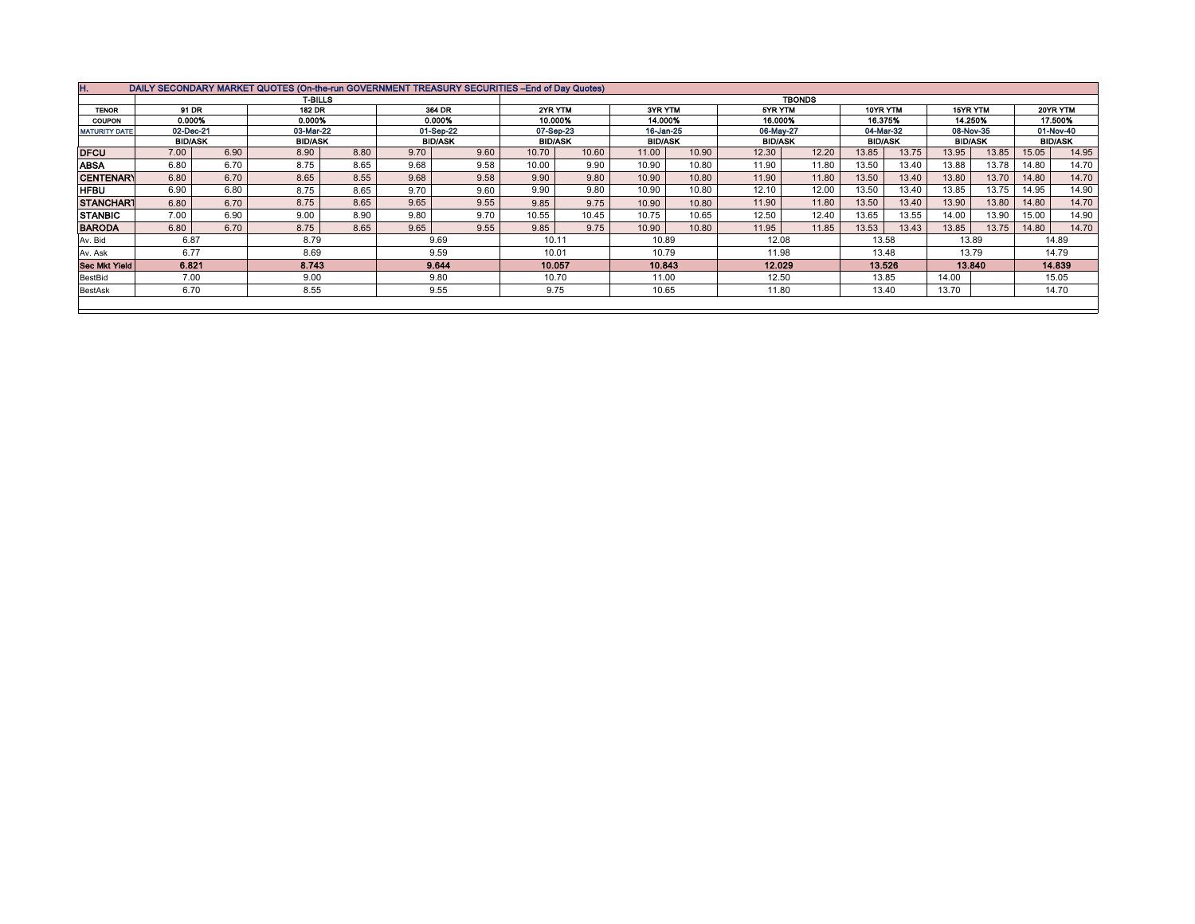**H. DAILY SECONDARY MARKET QUOTES (On-the-run GOVERNMENT TREASURY SECURITIES –End of Day Quotes)**

| | T-BILLS | | | | | | TBONDS | | | | | | | | | | | |
|---|---|---|---|---|---|---|---|---|---|---|---|---|---|---|---|---|---|---|
| TENOR | 91 DR | | 182 DR | | 364 DR | | 2YR YTM | | 3YR YTM | | 5YR YTM | | 10YR YTM | | 15YR YTM | | 20YR YTM | |
| COUPON | 0.000% | | 0.000% | | 0.000% | | 10.000% | | 14.000% | | 16.000% | | 16.375% | | 14.250% | | 17.500% | |
| MATURITY DATE | 02-Dec-21 | | 03-Mar-22 | | 01-Sep-22 | | 07-Sep-23 | | 16-Jan-25 | | 06-May-27 | | 04-Mar-32 | | 08-Nov-35 | | 01-Nov-40 | |
| | BID/ASK | | BID/ASK | | BID/ASK | | BID/ASK | | BID/ASK | | BID/ASK | | BID/ASK | | BID/ASK | | BID/ASK | |
| **DFCU** | 7.00 | 6.90 | 8.90 | 8.80 | 9.70 | 9.60 | 10.70 | 10.60 | 11.00 | 10.90 | 12.30 | 12.20 | 13.85 | 13.75 | 13.95 | 13.85 | 15.05 | 14.95 |
| **ABSA** | 6.80 | 6.70 | 8.75 | 8.65 | 9.68 | 9.58 | 10.00 | 9.90 | 10.90 | 10.80 | 11.90 | 11.80 | 13.50 | 13.40 | 13.88 | 13.78 | 14.80 | 14.70 |
| **CENTENARY** | 6.80 | 6.70 | 8.65 | 8.55 | 9.68 | 9.58 | 9.90 | 9.80 | 10.90 | 10.80 | 11.90 | 11.80 | 13.50 | 13.40 | 13.80 | 13.70 | 14.80 | 14.70 |
| **HFBU** | 6.90 | 6.80 | 8.75 | 8.65 | 9.70 | 9.60 | 9.90 | 9.80 | 10.90 | 10.80 | 12.10 | 12.00 | 13.50 | 13.40 | 13.85 | 13.75 | 14.95 | 14.90 |
| **STANCHART** | 6.80 | 6.70 | 8.75 | 8.65 | 9.65 | 9.55 | 9.85 | 9.75 | 10.90 | 10.80 | 11.90 | 11.80 | 13.50 | 13.40 | 13.90 | 13.80 | 14.80 | 14.70 |
| **STANBIC** | 7.00 | 6.90 | 9.00 | 8.90 | 9.80 | 9.70 | 10.55 | 10.45 | 10.75 | 10.65 | 12.50 | 12.40 | 13.65 | 13.55 | 14.00 | 13.90 | 15.00 | 14.90 |
| **BARODA** | 6.80 | 6.70 | 8.75 | 8.65 | 9.65 | 9.55 | 9.85 | 9.75 | 10.90 | 10.80 | 11.95 | 11.85 | 13.53 | 13.43 | 13.85 | 13.75 | 14.80 | 14.70 |
| Av. Bid | 6.87 | | 8.79 | | 9.69 | | 10.11 | | 10.89 | | 12.08 | | 13.58 | | 13.89 | | 14.89 | |
| Av. Ask | 6.77 | | 8.69 | | 9.59 | | 10.01 | | 10.79 | | 11.98 | | 13.48 | | 13.79 | | 14.79 | |
| **Sec Mkt Yield** | **6.821** | | **8.743** | | **9.644** | | **10.057** | | **10.843** | | **12.029** | | **13.526** | | **13.840** | | **14.839** | |
| BestBid | 7.00 | | 9.00 | | 9.80 | | 10.70 | | 11.00 | | 12.50 | | 13.85 | | 14.00 | | 15.05 | |
| BestAsk | 6.70 | | 8.55 | | 9.55 | | 9.75 | | 10.65 | | 11.80 | | 13.40 | | 13.70 | | 14.70 | |